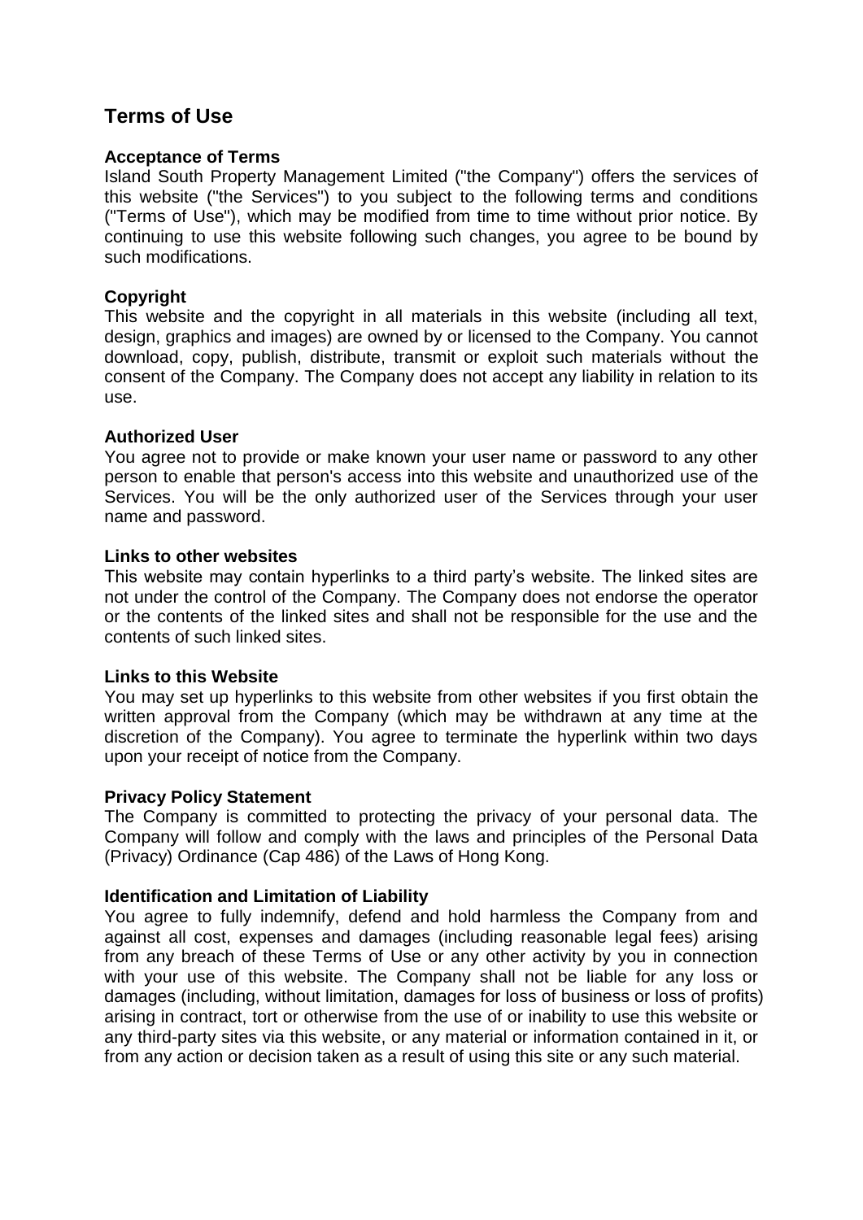# Terms of Use

**Acceptance of Terms**

Island South Property Management Limited ("the Company") offers the services of this website ("the Services") to you subject to the following terms and conditions ("Terms of Use"), which may be modified from time to time without prior notice. By continuing to use this website following such changes, you agree to be bound by such modifications.

**Copyright**

This website and the copyright in all materials in this website (including all text, design, graphics and images) are owned by or licensed to the Company. You cannot download, copy, publish, distribute, transmit or exploit such materials without the consent of the Company. The Company does not accept any liability in relation to its use.

**Authorized User**

You agree not to provide or make known your user name or password to any other person to enable that person's access into this website and unauthorized use of the Services. You will be the only authorized user of the Services through your user name and password.

**Links to other websites**

This website may contain hyperlinks to a third party's website. The linked sites are not under the control of the Company. The Company does not endorse the operator or the contents of the linked sites and shall not be responsible for the use and the contents of such linked sites.

**Links to this Website**

You may set up hyperlinks to this website from other websites if you first obtain the written approval from the Company (which may be withdrawn at any time at the discretion of the Company). You agree to terminate the hyperlink within two days upon your receipt of notice from the Company.

**Privacy Policy Statement**

The Company is committed to protecting the privacy of your personal data. The Company will follow and comply with the laws and principles of the Personal Data (Privacy) Ordinance (Cap 486) of the Laws of Hong Kong.

**Identification and Limitation of Liability**

You agree to fully indemnify, defend and hold harmless the Company from and against all cost, expenses and damages (including reasonable legal fees) arising from any breach of these Terms of Use or any other activity by you in connection with your use of this website. The Company shall not be liable for any loss or damages (including, without limitation, damages for loss of business or loss of profits) arising in contract, tort or otherwise from the use of or inability to use this website or any third-party sites via this website, or any material or information contained in it, or from any action or decision taken as a result of using this site or any such material.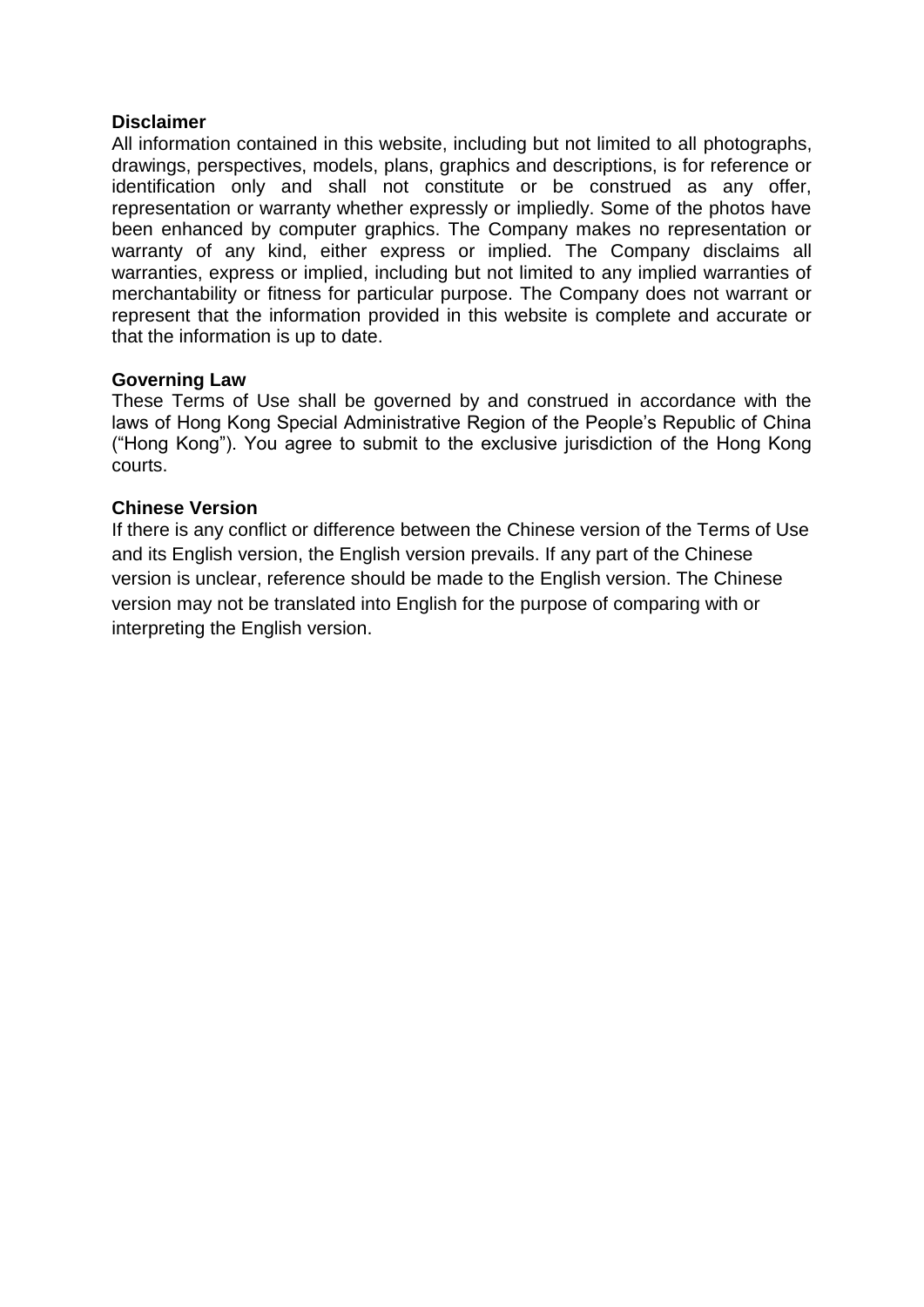**Disclaimer**

All information contained in this website, including but not limited to all photographs, drawings, perspectives, models, plans, graphics and descriptions, is for reference or identification only and shall not constitute or be construed as any offer, representation or warranty whether expressly or impliedly. Some of the photos have been enhanced by computer graphics. The Company makes no representation or warranty of any kind, either express or implied. The Company disclaims all warranties, express or implied, including but not limited to any implied warranties of merchantability or fitness for particular purpose. The Company does not warrant or represent that the information provided in this website is complete and accurate or that the information is up to date.

**Governing Law**

These Terms of Use shall be governed by and construed in accordance with the laws of Hong Kong Special Administrative Region of the People's Republic of China ("Hong Kong"). You agree to submit to the exclusive jurisdiction of the Hong Kong courts.

**Chinese Version**

If there is any conflict or difference between the Chinese version of the Terms of Use and its English version, the English version prevails. If any part of the Chinese version is unclear, reference should be made to the English version. The Chinese version may not be translated into English for the purpose of comparing with or interpreting the English version.